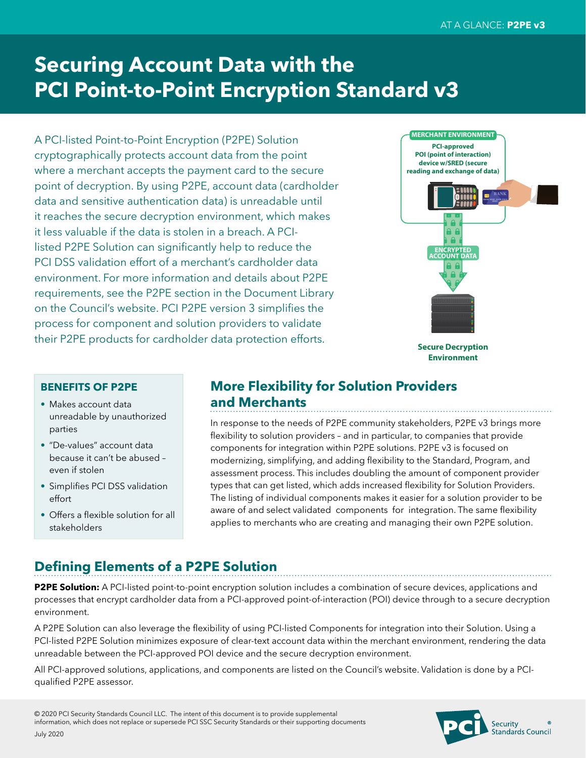# Securing Account Data with the PCI Point-to-Point Encryption Standard v3

A PCI-listed Point-to-Point Encryption (P2PE) Solution cryptographically protects account data from the point where a merchant accepts the payment card to the secure point of decryption. By using P2PE, account data (cardholder data and sensitive authentication data) is unreadable until it reaches the secure decryption environment, which makes it less valuable if the data is stolen in a breach. A PCI-listed P2PE Solution can significantly help to reduce the PCI DSS validation effort of a merchant's cardholder data environment. For more information and details about P2PE requirements, see the P2PE section in the Document Library on the Council's website. PCI P2PE version 3 simplifies the process for component and solution providers to validate their P2PE products for cardholder data protection efforts.

MERCHANT ENVIRONMENT

PCI-approved POI (point of interaction) device w/SRED (secure reading and exchange of data)

ENCRYPTED ACCOUNT DATA

Secure Decryption Environment

### BENEFITS OF P2PE

- Makes account data unreadable by unauthorized parties
- "De-values" account data because it can't be abused – even if stolen
- Simplifies PCI DSS validation effort
- Offers a flexible solution for all stakeholders

## More Flexibility for Solution Providers and Merchants

In response to the needs of P2PE community stakeholders, P2PE v3 brings more flexibility to solution providers – and in particular, to companies that provide components for integration within P2PE solutions. P2PE v3 is focused on modernizing, simplifying, and adding flexibility to the Standard, Program, and assessment process. This includes doubling the amount of component provider types that can get listed, which adds increased flexibility for Solution Providers. The listing of individual components makes it easier for a solution provider to be aware of and select validated components for integration. The same flexibility applies to merchants who are creating and managing their own P2PE solution.

## Defining Elements of a P2PE Solution

**P2PE Solution:** A PCI-listed point-to-point encryption solution includes a combination of secure devices, applications and processes that encrypt cardholder data from a PCI-approved point-of-interaction (POI) device through to a secure decryption environment.

A P2PE Solution can also leverage the flexibility of using PCI-listed Components for integration into their Solution. Using a PCI-listed P2PE Solution minimizes exposure of clear-text account data within the merchant environment, rendering the data unreadable between the PCI-approved POI device and the secure decryption environment.

All PCI-approved solutions, applications, and components are listed on the Council's website. Validation is done by a PCI-qualified P2PE assessor.

© 2020 PCI Security Standards Council LLC. The intent of this document is to provide supplemental information, which does not replace or supersede PCI SSC Security Standards or their supporting documents

July 2020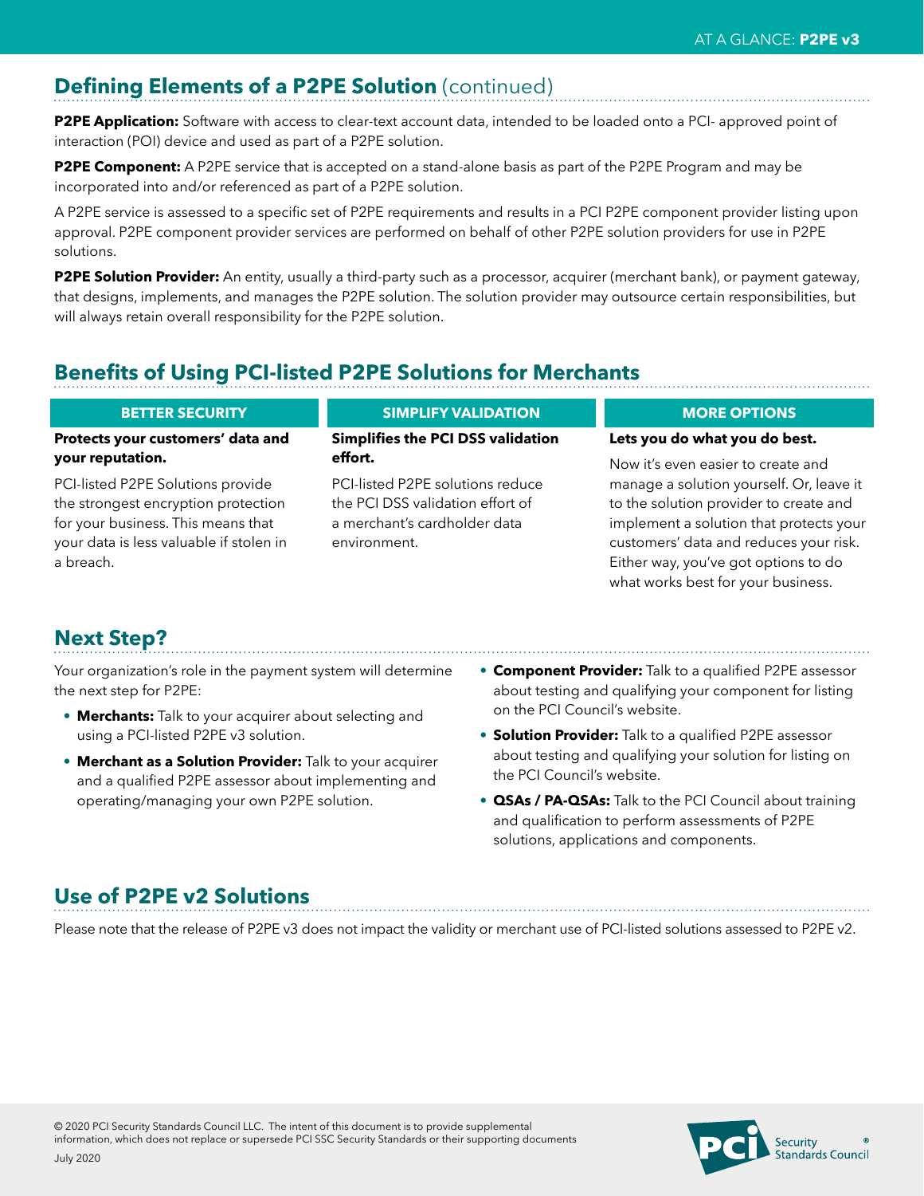## Defining Elements of a P2PE Solution (continued)

**P2PE Application:** Software with access to clear-text account data, intended to be loaded onto a PCI- approved point of interaction (POI) device and used as part of a P2PE solution.

**P2PE Component:** A P2PE service that is accepted on a stand-alone basis as part of the P2PE Program and may be incorporated into and/or referenced as part of a P2PE solution.

A P2PE service is assessed to a specific set of P2PE requirements and results in a PCI P2PE component provider listing upon approval. P2PE component provider services are performed on behalf of other P2PE solution providers for use in P2PE solutions.

**P2PE Solution Provider:** An entity, usually a third-party such as a processor, acquirer (merchant bank), or payment gateway, that designs, implements, and manages the P2PE solution. The solution provider may outsource certain responsibilities, but will always retain overall responsibility for the P2PE solution.

## Benefits of Using PCI-listed P2PE Solutions for Merchants

### BETTER SECURITY

**Protects your customers' data and your reputation.**

PCI-listed P2PE Solutions provide the strongest encryption protection for your business. This means that your data is less valuable if stolen in a breach.

### SIMPLIFY VALIDATION

**Simplifies the PCI DSS validation effort.**

PCI-listed P2PE solutions reduce the PCI DSS validation effort of a merchant's cardholder data environment.

### MORE OPTIONS

**Lets you do what you do best.**

Now it's even easier to create and manage a solution yourself. Or, leave it to the solution provider to create and implement a solution that protects your customers' data and reduces your risk. Either way, you've got options to do what works best for your business.

## Next Step?

Your organization's role in the payment system will determine the next step for P2PE:

- **Merchants:** Talk to your acquirer about selecting and using a PCI-listed P2PE v3 solution.
- **Merchant as a Solution Provider:** Talk to your acquirer and a qualified P2PE assessor about implementing and operating/managing your own P2PE solution.
- **Component Provider:** Talk to a qualified P2PE assessor about testing and qualifying your component for listing on the PCI Council's website.
- **Solution Provider:** Talk to a qualified P2PE assessor about testing and qualifying your solution for listing on the PCI Council's website.
- **QSAs / PA-QSAs:** Talk to the PCI Council about training and qualification to perform assessments of P2PE solutions, applications and components.

## Use of P2PE v2 Solutions

Please note that the release of P2PE v3 does not impact the validity or merchant use of PCI-listed solutions assessed to P2PE v2.

© 2020 PCI Security Standards Council LLC. The intent of this document is to provide supplemental information, which does not replace or supersede PCI SSC Security Standards or their supporting documents

July 2020